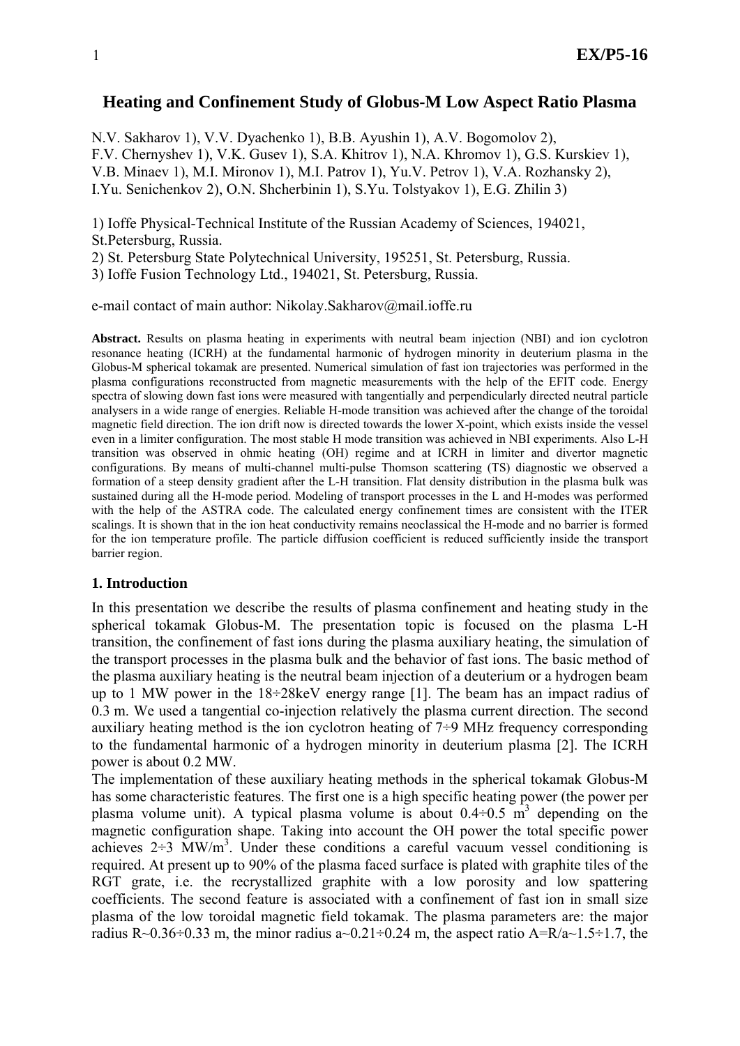# Heating and Confinement Study of Globus-M Low Aspect Ratio Plasma

N.V. Sakharov 1), V.V. Dyachenko 1), B.B. Ayushin 1), A.V. Bogomolov 2), F.V. Chernyshev 1), V.K. Gusev 1), S.A. Khitrov 1), N.A. Khromov 1), G.S. Kurskiev 1), V.B. Minaev 1), M.I. Mironov 1), M.I. Patrov 1), Yu.V. Petrov 1), V.A. Rozhansky 2), I.Yu. Senichenkov 2), O.N. Shcherbinin 1), S.Yu. Tolstyakov 1), E.G. Zhilin 3)

1) Ioffe Physical-Technical Institute of the Russian Academy of Sciences, 194021, St.Petersburg, Russia.
2) St. Petersburg State Polytechnical University, 195251, St. Petersburg, Russia.
3) Ioffe Fusion Technology Ltd., 194021, St. Petersburg, Russia.

e-mail contact of main author: Nikolay.Sakharov@mail.ioffe.ru

**Abstract.** Results on plasma heating in experiments with neutral beam injection (NBI) and ion cyclotron resonance heating (ICRH) at the fundamental harmonic of hydrogen minority in deuterium plasma in the Globus-M spherical tokamak are presented. Numerical simulation of fast ion trajectories was performed in the plasma configurations reconstructed from magnetic measurements with the help of the EFIT code. Energy spectra of slowing down fast ions were measured with tangentially and perpendicularly directed neutral particle analysers in a wide range of energies. Reliable H-mode transition was achieved after the change of the toroidal magnetic field direction. The ion drift now is directed towards the lower X-point, which exists inside the vessel even in a limiter configuration. The most stable H mode transition was achieved in NBI experiments. Also L-H transition was observed in ohmic heating (OH) regime and at ICRH in limiter and divertor magnetic configurations. By means of multi-channel multi-pulse Thomson scattering (TS) diagnostic we observed a formation of a steep density gradient after the L-H transition. Flat density distribution in the plasma bulk was sustained during all the H-mode period. Modeling of transport processes in the L and H-modes was performed with the help of the ASTRA code. The calculated energy confinement times are consistent with the ITER scalings. It is shown that in the ion heat conductivity remains neoclassical the H-mode and no barrier is formed for the ion temperature profile. The particle diffusion coefficient is reduced sufficiently inside the transport barrier region.

## 1. Introduction

In this presentation we describe the results of plasma confinement and heating study in the spherical tokamak Globus-M. The presentation topic is focused on the plasma L-H transition, the confinement of fast ions during the plasma auxiliary heating, the simulation of the transport processes in the plasma bulk and the behavior of fast ions. The basic method of the plasma auxiliary heating is the neutral beam injection of a deuterium or a hydrogen beam up to 1 MW power in the 18÷28keV energy range [1]. The beam has an impact radius of 0.3 m. We used a tangential co-injection relatively the plasma current direction. The second auxiliary heating method is the ion cyclotron heating of 7÷9 MHz frequency corresponding to the fundamental harmonic of a hydrogen minority in deuterium plasma [2]. The ICRH power is about 0.2 MW.

The implementation of these auxiliary heating methods in the spherical tokamak Globus-M has some characteristic features. The first one is a high specific heating power (the power per plasma volume unit). A typical plasma volume is about 0.4÷0.5 $m^3$ depending on the magnetic configuration shape. Taking into account the OH power the total specific power achieves 2÷3 $MW/m^3$. Under these conditions a careful vacuum vessel conditioning is required. At present up to 90% of the plasma faced surface is plated with graphite tiles of the RGT grate, i.e. the recrystallized graphite with a low porosity and low spattering coefficients. The second feature is associated with a confinement of fast ion in small size plasma of the low toroidal magnetic field tokamak. The plasma parameters are: the major radius R~0.36÷0.33 m, the minor radius a~0.21÷0.24 m, the aspect ratio A=R/a~1.5÷1.7, the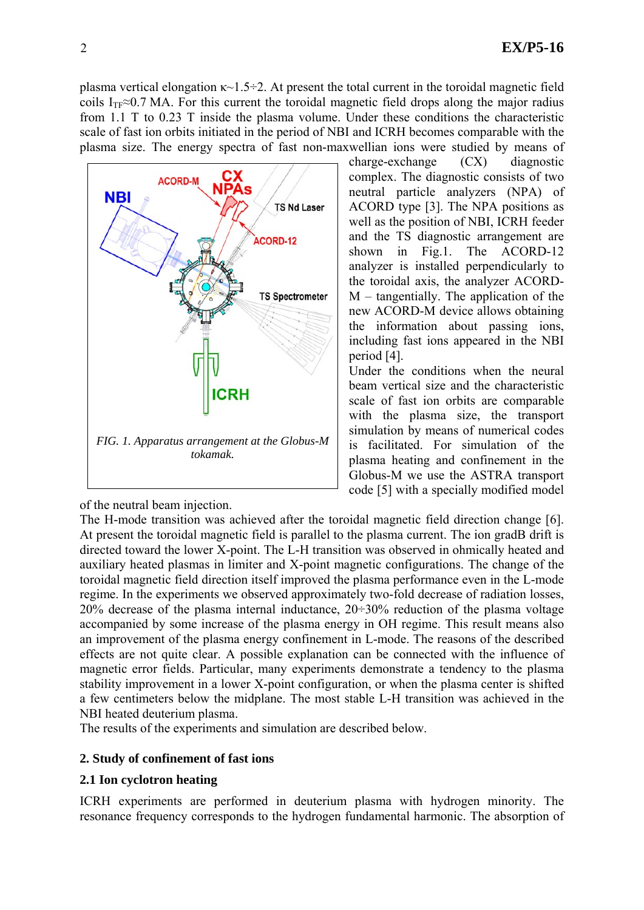plasma vertical elongation $\kappa \sim 1.5 \div 2$. At present the total current in the toroidal magnetic field coils $I_{TF} \approx 0.7$ MA. For this current the toroidal magnetic field drops along the major radius from 1.1 T to 0.23 T inside the plasma volume. Under these conditions the characteristic scale of fast ion orbits initiated in the period of NBI and ICRH becomes comparable with the plasma size. The energy spectra of fast non-maxwellian ions were studied by means of charge-exchange (CX) diagnostic complex. The diagnostic consists of two neutral particle analyzers (NPA) of ACORD type [3]. The NPA positions as well as the position of NBI, ICRH feeder and the TS diagnostic arrangement are shown in Fig.1. The ACORD-12 analyzer is installed perpendicularly to the toroidal axis, the analyzer ACORD-M – tangentially. The application of the new ACORD-M device allows obtaining the information about passing ions, including fast ions appeared in the NBI period [4].

*FIG. 1. Apparatus arrangement at the Globus-M tokamak.*

Under the conditions when the neural beam vertical size and the characteristic scale of fast ion orbits are comparable with the plasma size, the transport simulation by means of numerical codes is facilitated. For simulation of the plasma heating and confinement in the Globus-M we use the ASTRA transport code [5] with a specially modified model of the neutral beam injection.

The H-mode transition was achieved after the toroidal magnetic field direction change [6]. At present the toroidal magnetic field is parallel to the plasma current. The ion gradB drift is directed toward the lower X-point. The L-H transition was observed in ohmically heated and auxiliary heated plasmas in limiter and X-point magnetic configurations. The change of the toroidal magnetic field direction itself improved the plasma performance even in the L-mode regime. In the experiments we observed approximately two-fold decrease of radiation losses, 20% decrease of the plasma internal inductance, 20÷30% reduction of the plasma voltage accompanied by some increase of the plasma energy in OH regime. This result means also an improvement of the plasma energy confinement in L-mode. The reasons of the described effects are not quite clear. A possible explanation can be connected with the influence of magnetic error fields. Particular, many experiments demonstrate a tendency to the plasma stability improvement in a lower X-point configuration, or when the plasma center is shifted a few centimeters below the midplane. The most stable L-H transition was achieved in the NBI heated deuterium plasma.

The results of the experiments and simulation are described below.

## 2. Study of confinement of fast ions

### 2.1 Ion cyclotron heating

ICRH experiments are performed in deuterium plasma with hydrogen minority. The resonance frequency corresponds to the hydrogen fundamental harmonic. The absorption of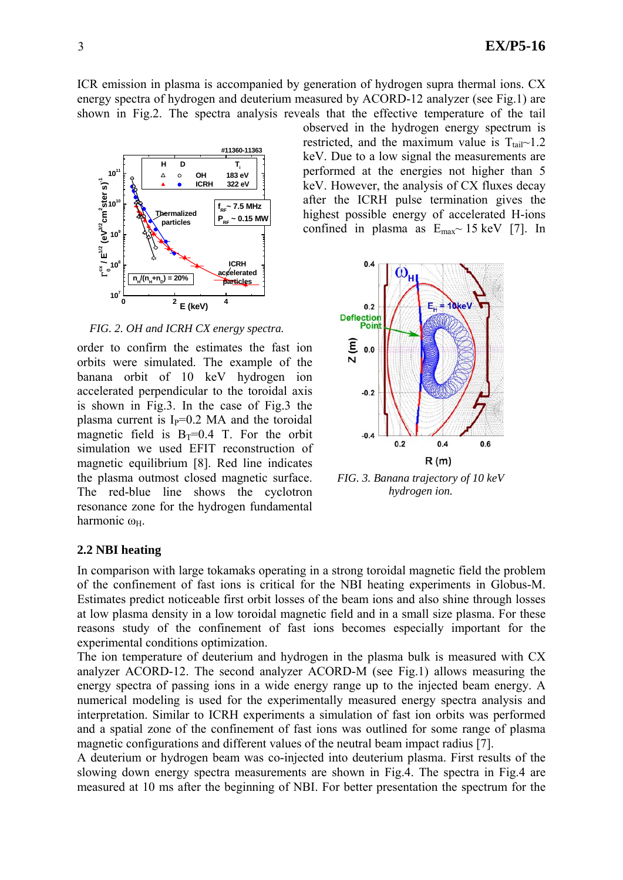ICR emission in plasma is accompanied by generation of hydrogen supra thermal ions. CX energy spectra of hydrogen and deuterium measured by ACORD-12 analyzer (see Fig.1) are shown in Fig.2. The spectra analysis reveals that the effective temperature of the tail observed in the hydrogen energy spectrum is restricted, and the maximum value is $T_{tail}$~1.2 keV. Due to a low signal the measurements are performed at the energies not higher than 5 keV. However, the analysis of CX fluxes decay after the ICRH pulse termination gives the highest possible energy of accelerated H-ions confined in plasma as $E_{max}$~ 15 keV [7]. In order to confirm the estimates the fast ion orbits were simulated. The example of the banana orbit of 10 keV hydrogen ion accelerated perpendicular to the toroidal axis is shown in Fig.3. In the case of Fig.3 the plasma current is $I_P$=0.2 MA and the toroidal magnetic field is $B_T$=0.4 T. For the orbit simulation we used EFIT reconstruction of magnetic equilibrium [8]. Red line indicates the plasma outmost closed magnetic surface. The red-blue line shows the cyclotron resonance zone for the hydrogen fundamental harmonic $\omega_H$.

*FIG. 2. OH and ICRH CX energy spectra.*

*FIG. 3. Banana trajectory of 10 keV hydrogen ion.*

### 2.2 NBI heating

In comparison with large tokamaks operating in a strong toroidal magnetic field the problem of the confinement of fast ions is critical for the NBI heating experiments in Globus-M. Estimates predict noticeable first orbit losses of the beam ions and also shine through losses at low plasma density in a low toroidal magnetic field and in a small size plasma. For these reasons study of the confinement of fast ions becomes especially important for the experimental conditions optimization.

The ion temperature of deuterium and hydrogen in the plasma bulk is measured with CX analyzer ACORD-12. The second analyzer ACORD-M (see Fig.1) allows measuring the energy spectra of passing ions in a wide energy range up to the injected beam energy. A numerical modeling is used for the experimentally measured energy spectra analysis and interpretation. Similar to ICRH experiments a simulation of fast ion orbits was performed and a spatial zone of the confinement of fast ions was outlined for some range of plasma magnetic configurations and different values of the neutral beam impact radius [7].

A deuterium or hydrogen beam was co-injected into deuterium plasma. First results of the slowing down energy spectra measurements are shown in Fig.4. The spectra in Fig.4 are measured at 10 ms after the beginning of NBI. For better presentation the spectrum for the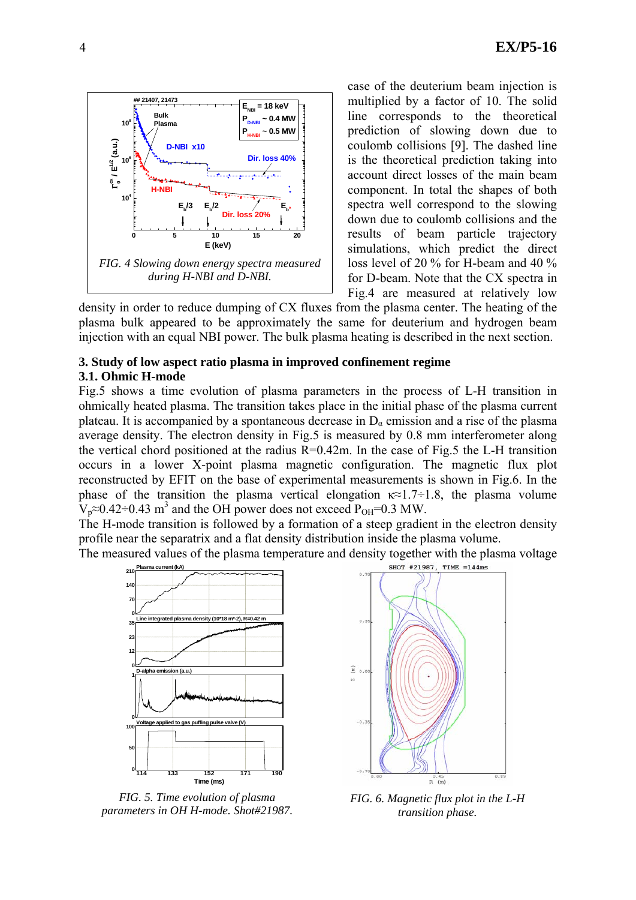FIG. 4 Slowing down energy spectra measured during H-NBI and D-NBI.

case of the deuterium beam injection is multiplied by a factor of 10. The solid line corresponds to the theoretical prediction of slowing down due to coulomb collisions [9]. The dashed line is the theoretical prediction taking into account direct losses of the main beam component. In total the shapes of both spectra well correspond to the slowing down due to coulomb collisions and the results of beam particle trajectory simulations, which predict the direct loss level of 20 % for H-beam and 40 % for D-beam. Note that the CX spectra in Fig.4 are measured at relatively low density in order to reduce dumping of CX fluxes from the plasma center. The heating of the plasma bulk appeared to be approximately the same for deuterium and hydrogen beam injection with an equal NBI power. The bulk plasma heating is described in the next section.

## 3. Study of low aspect ratio plasma in improved confinement regime

### 3.1. Ohmic H-mode

Fig.5 shows a time evolution of plasma parameters in the process of L-H transition in ohmically heated plasma. The transition takes place in the initial phase of the plasma current plateau. It is accompanied by a spontaneous decrease in $D_\alpha$ emission and a rise of the plasma average density. The electron density in Fig.5 is measured by 0.8 mm interferometer along the vertical chord positioned at the radius R=0.42m. In the case of Fig.5 the L-H transition occurs in a lower X-point plasma magnetic configuration. The magnetic flux plot reconstructed by EFIT on the base of experimental measurements is shown in Fig.6. In the phase of the transition the plasma vertical elongation $\kappa \approx 1.7 \div 1.8$, the plasma volume $V_p \approx 0.42 \div 0.43$ m$^3$ and the OH power does not exceed $P_{OH}$=0.3 MW.

The H-mode transition is followed by a formation of a steep gradient in the electron density profile near the separatrix and a flat density distribution inside the plasma volume.

The measured values of the plasma temperature and density together with the plasma voltage

FIG. 5. Time evolution of plasma parameters in OH H-mode. Shot#21987.

FIG. 6. Magnetic flux plot in the L-H transition phase.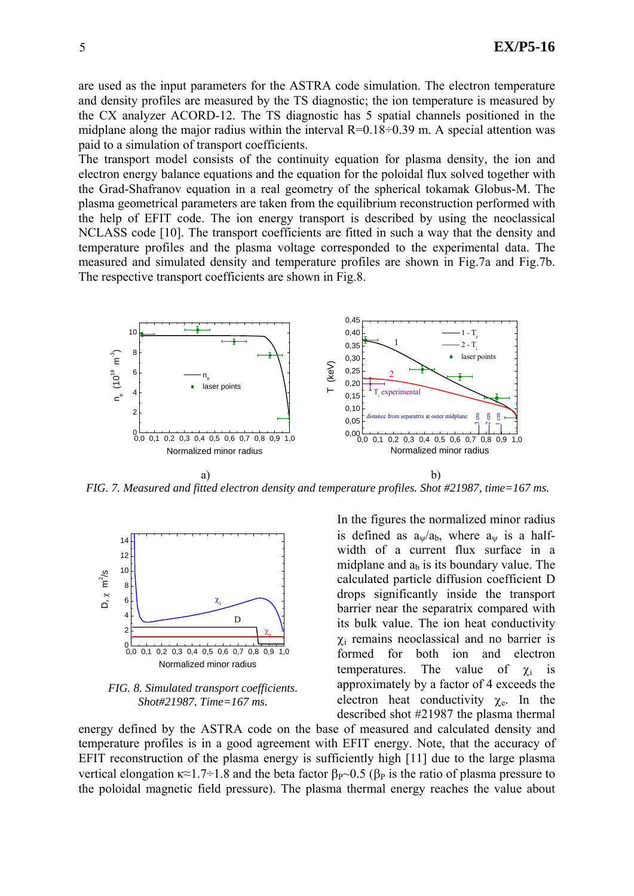are used as the input parameters for the ASTRA code simulation. The electron temperature and density profiles are measured by the TS diagnostic; the ion temperature is measured by the CX analyzer ACORD-12. The TS diagnostic has 5 spatial channels positioned in the midplane along the major radius within the interval R=0.18÷0.39 m. A special attention was paid to a simulation of transport coefficients.

The transport model consists of the continuity equation for plasma density, the ion and electron energy balance equations and the equation for the poloidal flux solved together with the Grad-Shafranov equation in a real geometry of the spherical tokamak Globus-M. The plasma geometrical parameters are taken from the equilibrium reconstruction performed with the help of EFIT code. The ion energy transport is described by using the neoclassical NCLASS code [10]. The transport coefficients are fitted in such a way that the density and temperature profiles and the plasma voltage corresponded to the experimental data. The measured and simulated density and temperature profiles are shown in Fig.7a and Fig.7b. The respective transport coefficients are shown in Fig.8.

*FIG. 7. Measured and fitted electron density and temperature profiles. Shot #21987, time=167 ms.*

*FIG. 8. Simulated transport coefficients. Shot#21987, Time=167 ms.*

In the figures the normalized minor radius is defined as $a_\psi/a_b$, where $a_\psi$ is a half-width of a current flux surface in a midplane and $a_b$ is its boundary value. The calculated particle diffusion coefficient D drops significantly inside the transport barrier near the separatrix compared with its bulk value. The ion heat conductivity $\chi_i$ remains neoclassical and no barrier is formed for both ion and electron temperatures. The value of $\chi_i$ is approximately by a factor of 4 exceeds the electron heat conductivity $\chi_e$. In the described shot #21987 the plasma thermal energy defined by the ASTRA code on the base of measured and calculated density and temperature profiles is in a good agreement with EFIT energy. Note, that the accuracy of EFIT reconstruction of the plasma energy is sufficiently high [11] due to the large plasma vertical elongation $\kappa \approx 1.7 \div 1.8$ and the beta factor $\beta_P \sim 0.5$ ($\beta_P$ is the ratio of plasma pressure to the poloidal magnetic field pressure). The plasma thermal energy reaches the value about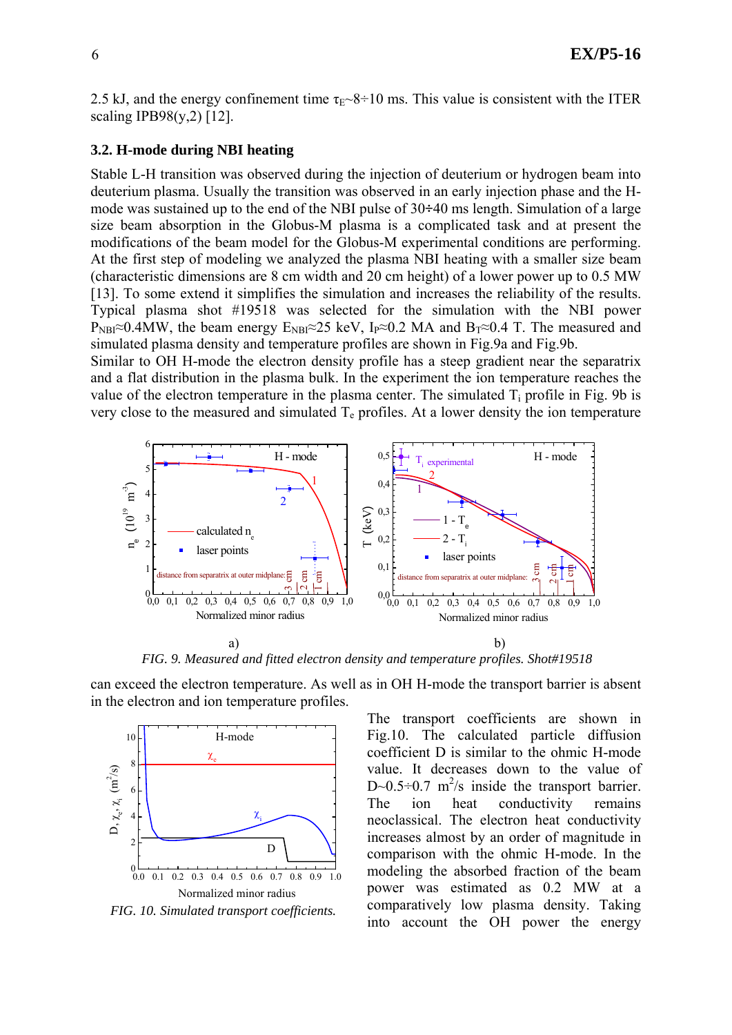2.5 kJ, and the energy confinement time $\tau_E$~8÷10 ms. This value is consistent with the ITER scaling IPB98(y,2) [12].

### 3.2. H-mode during NBI heating

Stable L-H transition was observed during the injection of deuterium or hydrogen beam into deuterium plasma. Usually the transition was observed in an early injection phase and the H-mode was sustained up to the end of the NBI pulse of 30÷40 ms length. Simulation of a large size beam absorption in the Globus-M plasma is a complicated task and at present the modifications of the beam model for the Globus-M experimental conditions are performing. At the first step of modeling we analyzed the plasma NBI heating with a smaller size beam (characteristic dimensions are 8 cm width and 20 cm height) of a lower power up to 0.5 MW [13]. To some extend it simplifies the simulation and increases the reliability of the results. Typical plasma shot #19518 was selected for the simulation with the NBI power $P_{NBI}$≈0.4MW, the beam energy $E_{NBI}$≈25 keV, $I_P$≈0.2 MA and $B_T$≈0.4 T. The measured and simulated plasma density and temperature profiles are shown in Fig.9a and Fig.9b.

Similar to OH H-mode the electron density profile has a steep gradient near the separatrix and a flat distribution in the plasma bulk. In the experiment the ion temperature reaches the value of the electron temperature in the plasma center. The simulated $T_i$ profile in Fig. 9b is very close to the measured and simulated $T_e$ profiles. At a lower density the ion temperature can exceed the electron temperature. As well as in OH H-mode the transport barrier is absent in the electron and ion temperature profiles.

a) b)

*FIG. 9. Measured and fitted electron density and temperature profiles. Shot#19518*

*FIG. 10. Simulated transport coefficients.*

The transport coefficients are shown in Fig.10. The calculated particle diffusion coefficient D is similar to the ohmic H-mode value. It decreases down to the value of D~0.5÷0.7 m$^2$/s inside the transport barrier. The ion heat conductivity remains neoclassical. The electron heat conductivity increases almost by an order of magnitude in comparison with the ohmic H-mode. In the modeling the absorbed fraction of the beam power was estimated as 0.2 MW at a comparatively low plasma density. Taking into account the OH power the energy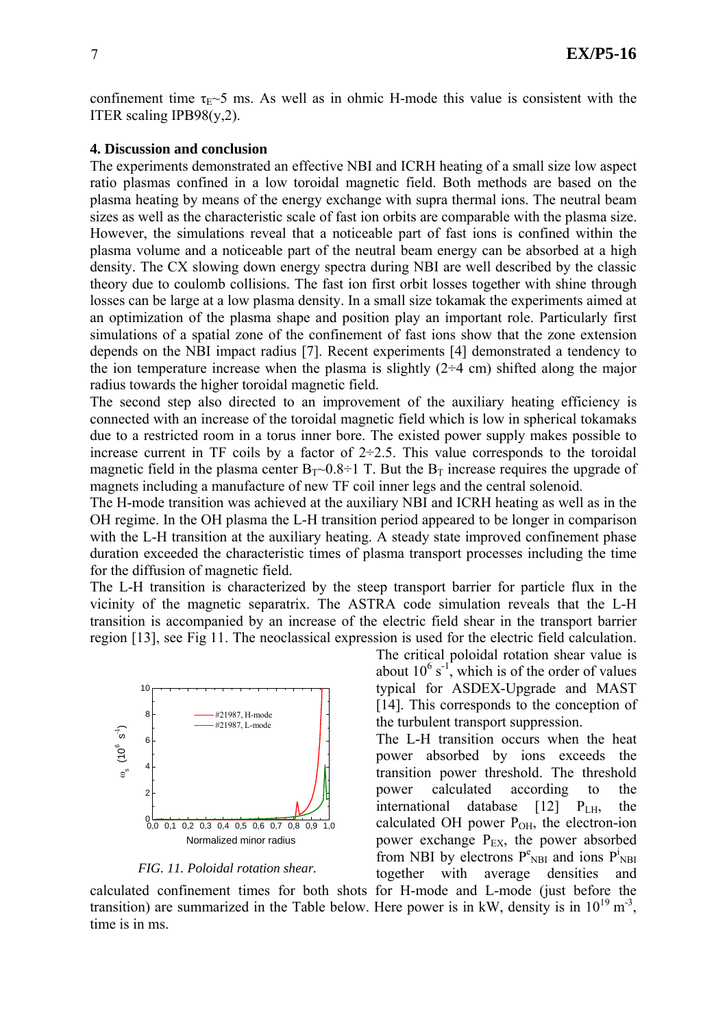confinement time $\tau_E$~5 ms. As well as in ohmic H-mode this value is consistent with the ITER scaling IPB98(y,2).

### 4. Discussion and conclusion

The experiments demonstrated an effective NBI and ICRH heating of a small size low aspect ratio plasmas confined in a low toroidal magnetic field. Both methods are based on the plasma heating by means of the energy exchange with supra thermal ions. The neutral beam sizes as well as the characteristic scale of fast ion orbits are comparable with the plasma size. However, the simulations reveal that a noticeable part of fast ions is confined within the plasma volume and a noticeable part of the neutral beam energy can be absorbed at a high density. The CX slowing down energy spectra during NBI are well described by the classic theory due to coulomb collisions. The fast ion first orbit losses together with shine through losses can be large at a low plasma density. In a small size tokamak the experiments aimed at an optimization of the plasma shape and position play an important role. Particularly first simulations of a spatial zone of the confinement of fast ions show that the zone extension depends on the NBI impact radius [7]. Recent experiments [4] demonstrated a tendency to the ion temperature increase when the plasma is slightly (2÷4 cm) shifted along the major radius towards the higher toroidal magnetic field.

The second step also directed to an improvement of the auxiliary heating efficiency is connected with an increase of the toroidal magnetic field which is low in spherical tokamaks due to a restricted room in a torus inner bore. The existed power supply makes possible to increase current in TF coils by a factor of 2÷2.5. This value corresponds to the toroidal magnetic field in the plasma center $B_T$~0.8÷1 T. But the $B_T$ increase requires the upgrade of magnets including a manufacture of new TF coil inner legs and the central solenoid.

The H-mode transition was achieved at the auxiliary NBI and ICRH heating as well as in the OH regime. In the OH plasma the L-H transition period appeared to be longer in comparison with the L-H transition at the auxiliary heating. A steady state improved confinement phase duration exceeded the characteristic times of plasma transport processes including the time for the diffusion of magnetic field.

The L-H transition is characterized by the steep transport barrier for particle flux in the vicinity of the magnetic separatrix. The ASTRA code simulation reveals that the L-H transition is accompanied by an increase of the electric field shear in the transport barrier region [13], see Fig 11. The neoclassical expression is used for the electric field calculation. The critical poloidal rotation shear value is about $10^6$ s$^{-1}$, which is of the order of values typical for ASDEX-Upgrade and MAST [14]. This corresponds to the conception of the turbulent transport suppression.

*FIG. 11. Poloidal rotation shear.*

The L-H transition occurs when the heat power absorbed by ions exceeds the transition power threshold. The threshold power calculated according to the international database [12] $P_{LH}$, the calculated OH power $P_{OH}$, the electron-ion power exchange $P_{EX}$, the power absorbed from NBI by electrons $P^e_{NBI}$ and ions $P^i_{NBI}$ together with average densities and calculated confinement times for both shots for H-mode and L-mode (just before the transition) are summarized in the Table below. Here power is in kW, density is in $10^{19}$ m$^{-3}$, time is in ms.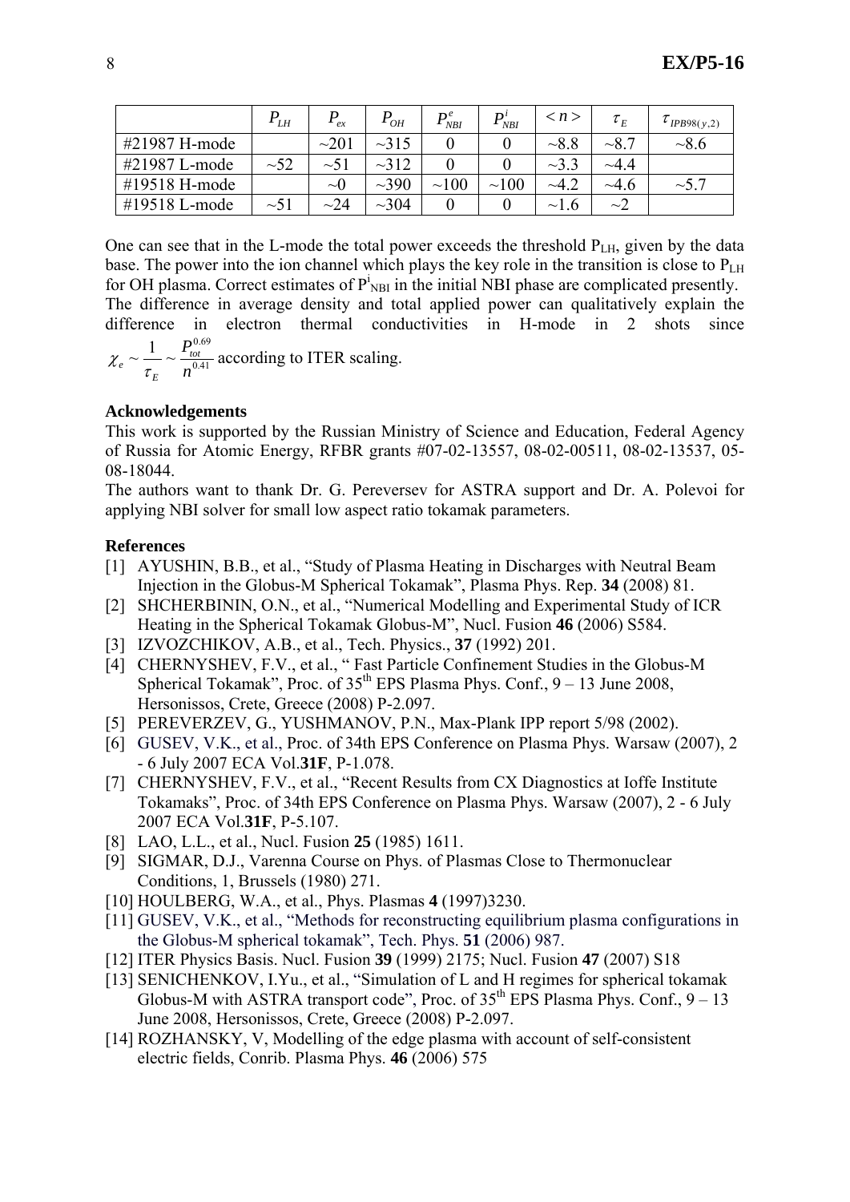| | $P_{LH}$ | $P_{ex}$ | $P_{OH}$ | $P^{e}_{NBI}$ | $P^{i}_{NBI}$ | $<n>$ | $\tau_E$ | $\tau_{IPB98(y,2)}$ |
|---|---|---|---|---|---|---|---|---|
| #21987 H-mode | | ~201 | ~315 | 0 | 0 | ~8.8 | ~8.7 | ~8.6 |
| #21987 L-mode | ~52 | ~51 | ~312 | 0 | 0 | ~3.3 | ~4.4 | |
| #19518 H-mode | | ~0 | ~390 | ~100 | ~100 | ~4.2 | ~4.6 | ~5.7 |
| #19518 L-mode | ~51 | ~24 | ~304 | 0 | 0 | ~1.6 | ~2 | |

One can see that in the L-mode the total power exceeds the threshold $P_{LH}$, given by the data base. The power into the ion channel which plays the key role in the transition is close to $P_{LH}$ for OH plasma. Correct estimates of $P^{i}_{NBI}$ in the initial NBI phase are complicated presently. The difference in average density and total applied power can qualitatively explain the difference in electron thermal conductivities in H-mode in 2 shots since $\chi_e \sim \frac{1}{\tau_E} \sim \frac{P_{tot}^{0.69}}{n^{0.41}}$ according to ITER scaling.

**Acknowledgements**

This work is supported by the Russian Ministry of Science and Education, Federal Agency of Russia for Atomic Energy, RFBR grants #07-02-13557, 08-02-00511, 08-02-13537, 05-08-18044.

The authors want to thank Dr. G. Pereversev for ASTRA support and Dr. A. Polevoi for applying NBI solver for small low aspect ratio tokamak parameters.

**References**

[1] AYUSHIN, B.B., et al., "Study of Plasma Heating in Discharges with Neutral Beam Injection in the Globus-M Spherical Tokamak", Plasma Phys. Rep. **34** (2008) 81.

[2] SHCHERBININ, O.N., et al., "Numerical Modelling and Experimental Study of ICR Heating in the Spherical Tokamak Globus-M", Nucl. Fusion **46** (2006) S584.

[3] IZVOZCHIKOV, A.B., et al., Tech. Physics., **37** (1992) 201.

[4] CHERNYSHEV, F.V., et al., " Fast Particle Confinement Studies in the Globus-M Spherical Tokamak", Proc. of 35th EPS Plasma Phys. Conf., 9 – 13 June 2008, Hersonissos, Crete, Greece (2008) P-2.097.

[5] PEREVERZEV, G., YUSHMANOV, P.N., Max-Plank IPP report 5/98 (2002).

[6] GUSEV, V.K., et al., Proc. of 34th EPS Conference on Plasma Phys. Warsaw (2007), 2 - 6 July 2007 ECA Vol.**31F**, P-1.078.

[7] CHERNYSHEV, F.V., et al., "Recent Results from CX Diagnostics at Ioffe Institute Tokamaks", Proc. of 34th EPS Conference on Plasma Phys. Warsaw (2007), 2 - 6 July 2007 ECA Vol.**31F**, P-5.107.

[8] LAO, L.L., et al., Nucl. Fusion **25** (1985) 1611.

[9] SIGMAR, D.J., Varenna Course on Phys. of Plasmas Close to Thermonuclear Conditions, 1, Brussels (1980) 271.

[10] HOULBERG, W.A., et al., Phys. Plasmas **4** (1997)3230.

[11] GUSEV, V.K., et al., "Methods for reconstructing equilibrium plasma configurations in the Globus-M spherical tokamak", Tech. Phys. **51** (2006) 987.

[12] ITER Physics Basis. Nucl. Fusion **39** (1999) 2175; Nucl. Fusion **47** (2007) S18

[13] SENICHENKOV, I.Yu., et al., "Simulation of L and H regimes for spherical tokamak Globus-M with ASTRA transport code", Proc. of 35th EPS Plasma Phys. Conf., 9 – 13 June 2008, Hersonissos, Crete, Greece (2008) P-2.097.

[14] ROZHANSKY, V, Modelling of the edge plasma with account of self-consistent electric fields, Conrib. Plasma Phys. **46** (2006) 575